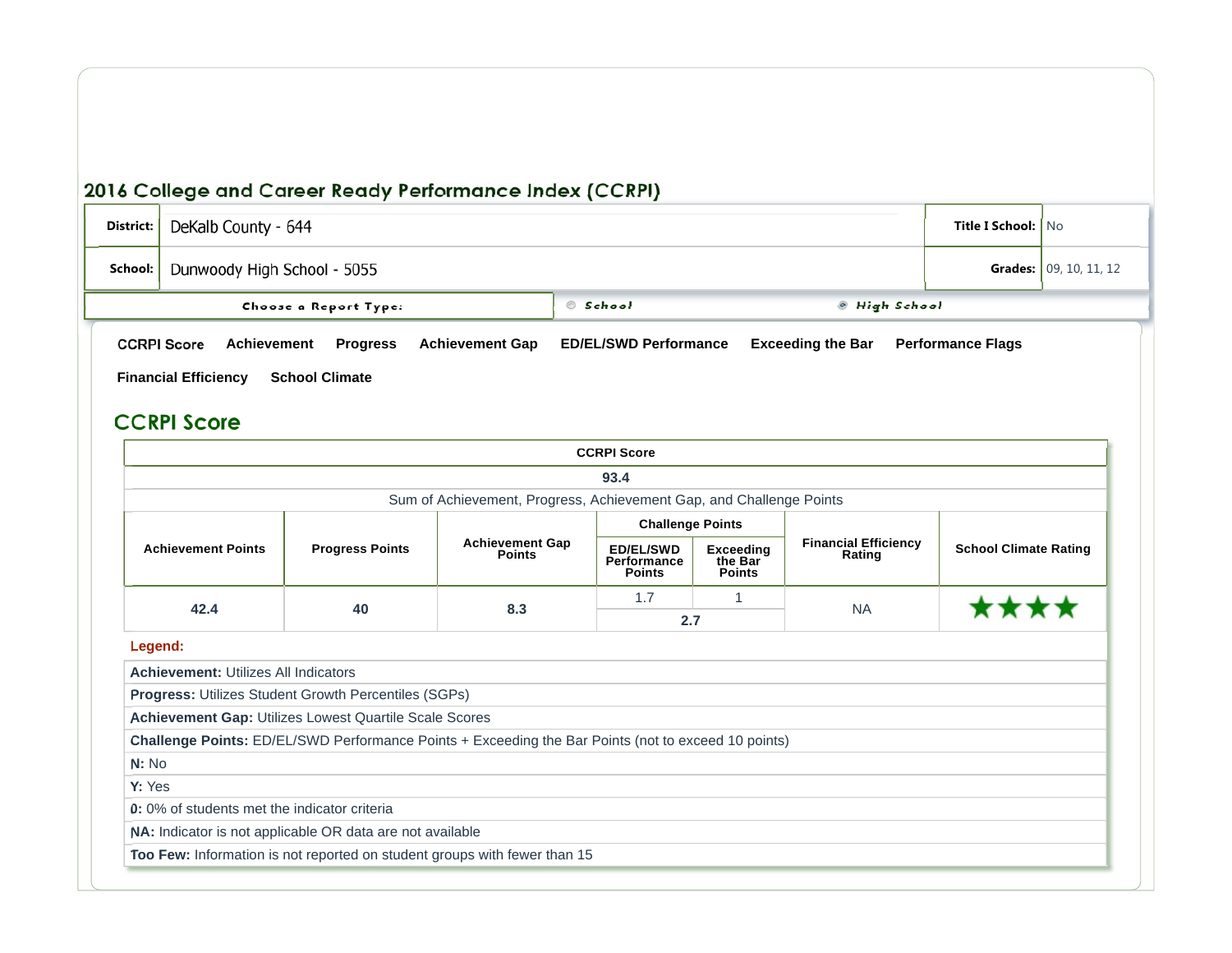# 2016 College and Career Ready Performance Index (CCRPI)

| District: | DeKalb County - 644 | Title I School: | No |
|---|---|---|---|
| School: | Dunwoody High School - 5055 | Grades: | 09, 10, 11, 12 |

Choose a Report Type: ○ School ◉ High School

CCRPI Score | Achievement | Progress | Achievement Gap | ED/EL/SWD Performance | Exceeding the Bar | Performance Flags | Financial Efficiency | School Climate

## CCRPI Score

**CCRPI Score**

**93.4**

Sum of Achievement, Progress, Achievement Gap, and Challenge Points

| Achievement Points | Progress Points | Achievement Gap Points | Challenge Points | | Financial Efficiency Rating | School Climate Rating |
|---|---|---|---|---|---|---|
| | | | ED/EL/SWD Performance Points | Exceeding the Bar Points | | |
| 42.4 | 40 | 8.3 | 1.7 | 1 | NA | ★★★★ |
| | | | 2.7 | | | |

**Legend:**

**Achievement:** Utilizes All Indicators

**Progress:** Utilizes Student Growth Percentiles (SGPs)

**Achievement Gap:** Utilizes Lowest Quartile Scale Scores

**Challenge Points:** ED/EL/SWD Performance Points + Exceeding the Bar Points (not to exceed 10 points)

**N:** No

**Y:** Yes

**0:** 0% of students met the indicator criteria

**NA:** Indicator is not applicable OR data are not available

**Too Few:** Information is not reported on student groups with fewer than 15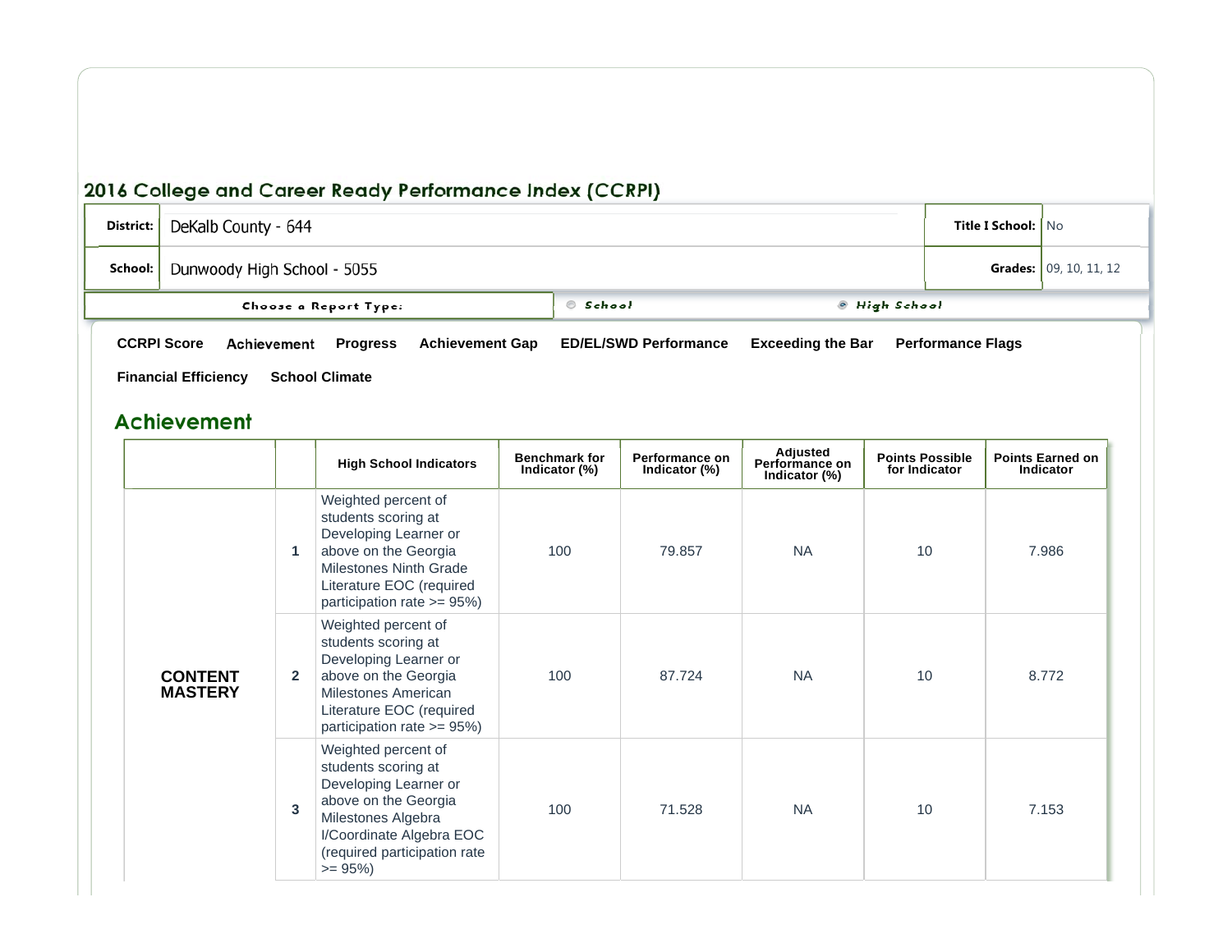## 2016 College and Career Ready Performance Index (CCRPI)

| | | | |
|---|---|---|---|
| **District:** | DeKalb County - 644 | **Title I School:** | No |
| **School:** | Dunwoody High School - 5055 | **Grades:** | 09, 10, 11, 12 |

**Choose a Report Type:** ○ School ◉ High School

**CCRPI Score** | **Achievement** | **Progress** | **Achievement Gap** | **ED/EL/SWD Performance** | **Exceeding the Bar** | **Performance Flags** | **Financial Efficiency** | **School Climate**

## Achievement

| | | High School Indicators | Benchmark for Indicator (%) | Performance on Indicator (%) | Adjusted Performance on Indicator (%) | Points Possible for Indicator | Points Earned on Indicator |
|---|---|---|---|---|---|---|---|
| **CONTENT MASTERY** | **1** | Weighted percent of students scoring at Developing Learner or above on the Georgia Milestones Ninth Grade Literature EOC (required participation rate >= 95%) | 100 | 79.857 | NA | 10 | 7.986 |
| | **2** | Weighted percent of students scoring at Developing Learner or above on the Georgia Milestones American Literature EOC (required participation rate >= 95%) | 100 | 87.724 | NA | 10 | 8.772 |
| | **3** | Weighted percent of students scoring at Developing Learner or above on the Georgia Milestones Algebra I/Coordinate Algebra EOC (required participation rate >= 95%) | 100 | 71.528 | NA | 10 | 7.153 |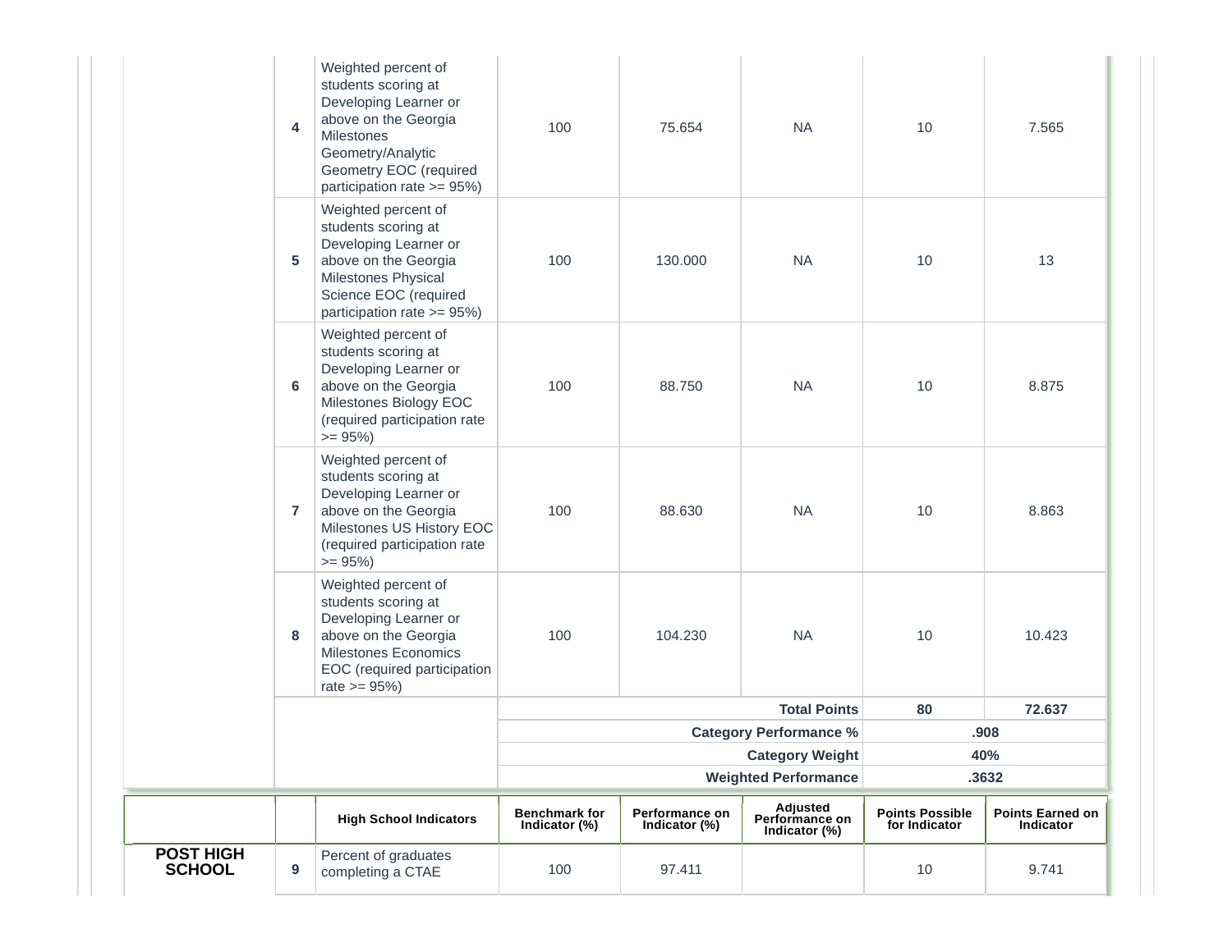| | | | | | | | |
|---|---|---|---|---|---|---|---|
| | 4 | Weighted percent of students scoring at Developing Learner or above on the Georgia Milestones Geometry/Analytic Geometry EOC (required participation rate >= 95%) | 100 | 75.654 | NA | 10 | 7.565 |
| | 5 | Weighted percent of students scoring at Developing Learner or above on the Georgia Milestones Physical Science EOC (required participation rate >= 95%) | 100 | 130.000 | NA | 10 | 13 |
| | 6 | Weighted percent of students scoring at Developing Learner or above on the Georgia Milestones Biology EOC (required participation rate >= 95%) | 100 | 88.750 | NA | 10 | 8.875 |
| | 7 | Weighted percent of students scoring at Developing Learner or above on the Georgia Milestones US History EOC (required participation rate >= 95%) | 100 | 88.630 | NA | 10 | 8.863 |
| | 8 | Weighted percent of students scoring at Developing Learner or above on the Georgia Milestones Economics EOC (required participation rate >= 95%) | 100 | 104.230 | NA | 10 | 10.423 |
| | | | | | **Total Points** | **80** | **72.637** |
| | | | | | **Category Performance %** | **.908** | |
| | | | | | **Category Weight** | **40%** | |
| | | | | | **Weighted Performance** | **.3632** | |

| | | **High School Indicators** | **Benchmark for Indicator (%)** | **Performance on Indicator (%)** | **Adjusted Performance on Indicator (%)** | **Points Possible for Indicator** | **Points Earned on Indicator** |
|---|---|---|---|---|---|---|---|
| **POST HIGH SCHOOL** | 9 | Percent of graduates completing a CTAE | 100 | 97.411 | | 10 | 9.741 |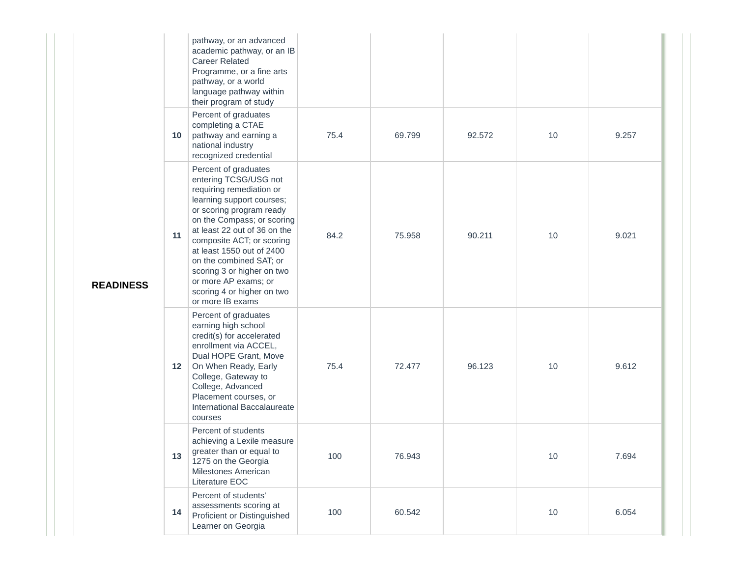| | | | | | | | |
|---|---|---|---|---|---|---|---|
| | | pathway, or an advanced academic pathway, or an IB Career Related Programme, or a fine arts pathway, or a world language pathway within their program of study | | | | | |
| | 10 | Percent of graduates completing a CTAE pathway and earning a national industry recognized credential | 75.4 | 69.799 | 92.572 | 10 | 9.257 |
| | 11 | Percent of graduates entering TCSG/USG not requiring remediation or learning support courses; or scoring program ready on the Compass; or scoring at least 22 out of 36 on the composite ACT; or scoring at least 1550 out of 2400 on the combined SAT; or scoring 3 or higher on two or more AP exams; or scoring 4 or higher on two or more IB exams | 84.2 | 75.958 | 90.211 | 10 | 9.021 |
| **READINESS** | 12 | Percent of graduates earning high school credit(s) for accelerated enrollment via ACCEL, Dual HOPE Grant, Move On When Ready, Early College, Gateway to College, Advanced Placement courses, or International Baccalaureate courses | 75.4 | 72.477 | 96.123 | 10 | 9.612 |
| | 13 | Percent of students achieving a Lexile measure greater than or equal to 1275 on the Georgia Milestones American Literature EOC | 100 | 76.943 | | 10 | 7.694 |
| | 14 | Percent of students' assessments scoring at Proficient or Distinguished Learner on Georgia | 100 | 60.542 | | 10 | 6.054 |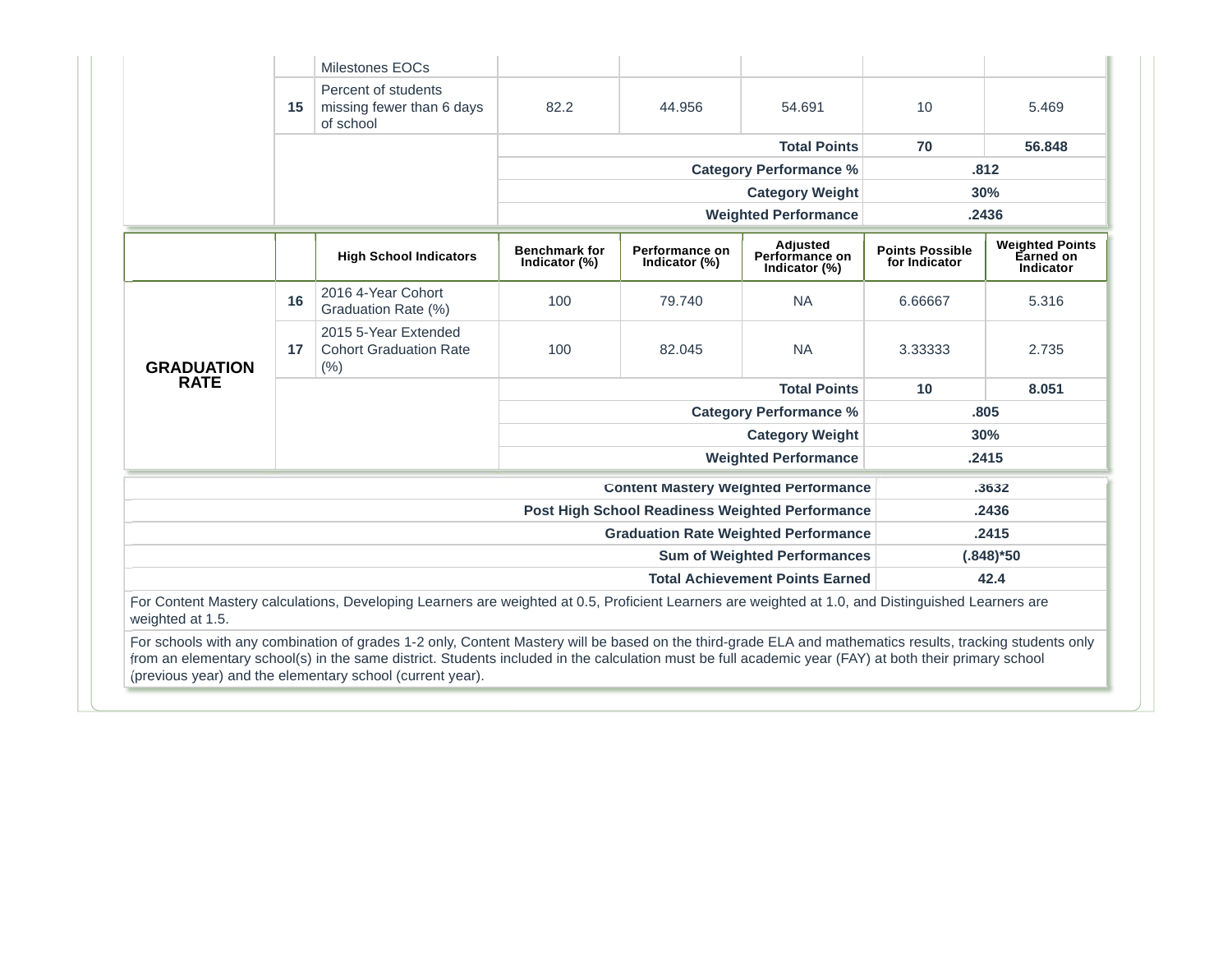| | | | | | | | |
|---|---|---|---|---|---|---|---|
| | | Milestones EOCs | | | | | |
| | 15 | Percent of students missing fewer than 6 days of school | 82.2 | 44.956 | 54.691 | 10 | 5.469 |
| | | | | | **Total Points** | **70** | **56.848** |
| | | | | | **Category Performance %** | **.812** | |
| | | | | | **Category Weight** | **30%** | |
| | | | | | **Weighted Performance** | **.2436** | |

| | | High School Indicators | Benchmark for Indicator (%) | Performance on Indicator (%) | Adjusted Performance on Indicator (%) | Points Possible for Indicator | Weighted Points Earned on Indicator |
|---|---|---|---|---|---|---|---|
| **GRADUATION RATE** | 16 | 2016 4-Year Cohort Graduation Rate (%) | 100 | 79.740 | NA | 6.66667 | 5.316 |
| | 17 | 2015 5-Year Extended Cohort Graduation Rate (%) | 100 | 82.045 | NA | 3.33333 | 2.735 |
| | | | | | **Total Points** | **10** | **8.051** |
| | | | | | **Category Performance %** | **.805** | |
| | | | | | **Category Weight** | **30%** | |
| | | | | | **Weighted Performance** | **.2415** | |

| | |
|---|---|
| **Content Mastery Weighted Performance** | **.3632** |
| **Post High School Readiness Weighted Performance** | **.2436** |
| **Graduation Rate Weighted Performance** | **.2415** |
| **Sum of Weighted Performances** | **(.848)*50** |
| **Total Achievement Points Earned** | **42.4** |

For Content Mastery calculations, Developing Learners are weighted at 0.5, Proficient Learners are weighted at 1.0, and Distinguished Learners are weighted at 1.5.

For schools with any combination of grades 1-2 only, Content Mastery will be based on the third-grade ELA and mathematics results, tracking students only from an elementary school(s) in the same district. Students included in the calculation must be full academic year (FAY) at both their primary school (previous year) and the elementary school (current year).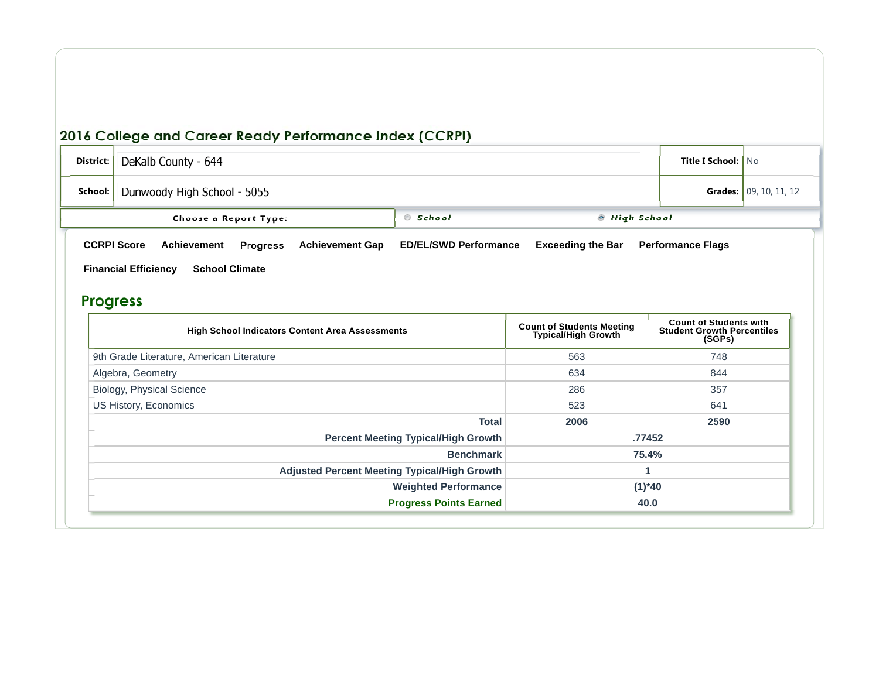# 2016 College and Career Ready Performance Index (CCRPI)

| District: | DeKalb County - 644 | Title I School: | No |
|---|---|---|---|
| School: | Dunwoody High School - 5055 | Grades: | 09, 10, 11, 12 |

Choose a Report Type: ○ School ● High School

CCRPI Score | Achievement | Progress | Achievement Gap | ED/EL/SWD Performance | Exceeding the Bar | Performance Flags | Financial Efficiency | School Climate

## Progress

| High School Indicators Content Area Assessments | Count of Students Meeting Typical/High Growth | Count of Students with Student Growth Percentiles (SGPs) |
|---|---|---|
| 9th Grade Literature, American Literature | 563 | 748 |
| Algebra, Geometry | 634 | 844 |
| Biology, Physical Science | 286 | 357 |
| US History, Economics | 523 | 641 |
| **Total** | **2006** | **2590** |
| **Percent Meeting Typical/High Growth** | **.77452** | |
| **Benchmark** | **75.4%** | |
| **Adjusted Percent Meeting Typical/High Growth** | **1** | |
| **Weighted Performance** | **(1)*40** | |
| **Progress Points Earned** | **40.0** | |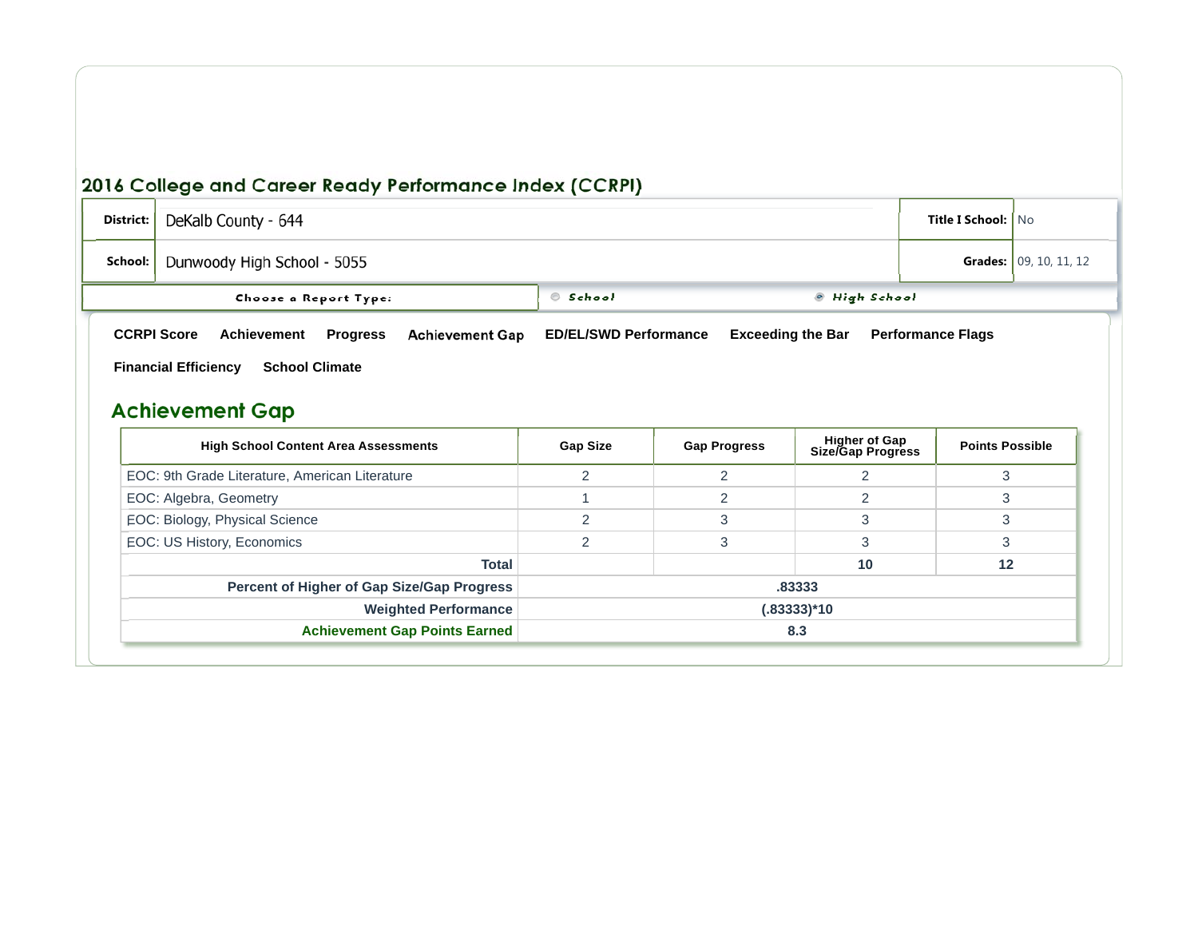## 2016 College and Career Ready Performance Index (CCRPI)

| | | | |
|---|---|---|---|
| **District:** | DeKalb County - 644 | **Title I School:** | No |
| **School:** | Dunwoody High School - 5055 | **Grades:** | 09, 10, 11, 12 |

**Choose a Report Type:** ○ School ◉ High School

**CCRPI Score** | **Achievement** | **Progress** | **Achievement Gap** | **ED/EL/SWD Performance** | **Exceeding the Bar** | **Performance Flags** | **Financial Efficiency** | **School Climate**

## Achievement Gap

| High School Content Area Assessments | Gap Size | Gap Progress | Higher of Gap Size/Gap Progress | Points Possible |
|---|---|---|---|---|
| EOC: 9th Grade Literature, American Literature | 2 | 2 | 2 | 3 |
| EOC: Algebra, Geometry | 1 | 2 | 2 | 3 |
| EOC: Biology, Physical Science | 2 | 3 | 3 | 3 |
| EOC: US History, Economics | 2 | 3 | 3 | 3 |
| **Total** | | | **10** | **12** |
| **Percent of Higher of Gap Size/Gap Progress** | **.83333** | | | |
| **Weighted Performance** | **(.83333)*10** | | | |
| **Achievement Gap Points Earned** | **8.3** | | | |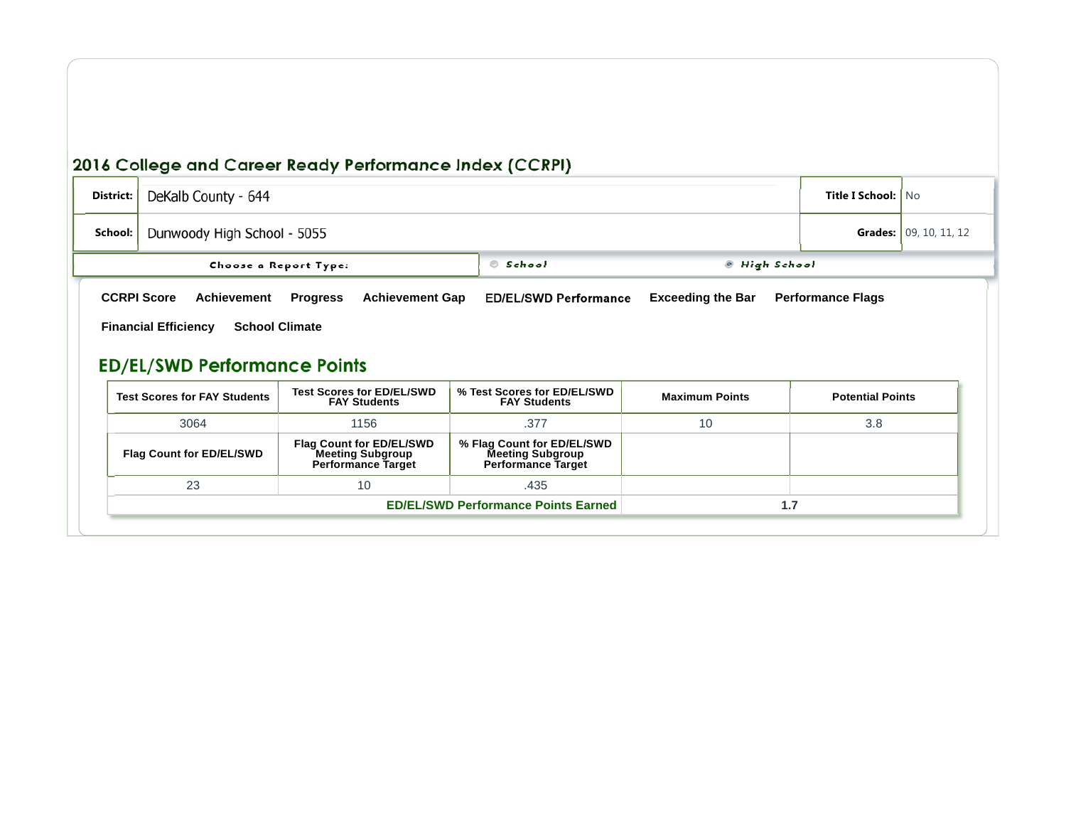## 2016 College and Career Ready Performance Index (CCRPI)

| District: | DeKalb County - 644 | Title I School: | No |
|---|---|---|---|
| School: | Dunwoody High School - 5055 | Grades: | 09, 10, 11, 12 |

Choose a Report Type: School / High School

CCRPI Score | Achievement | Progress | Achievement Gap | ED/EL/SWD Performance | Exceeding the Bar | Performance Flags | Financial Efficiency | School Climate

### ED/EL/SWD Performance Points

| Test Scores for FAY Students | Test Scores for ED/EL/SWD FAY Students | % Test Scores for ED/EL/SWD FAY Students | Maximum Points | Potential Points |
|---|---|---|---|---|
| 3064 | 1156 | .377 | 10 | 3.8 |
| **Flag Count for ED/EL/SWD** | **Flag Count for ED/EL/SWD Meeting Subgroup Performance Target** | **% Flag Count for ED/EL/SWD Meeting Subgroup Performance Target** | | |
| 23 | 10 | .435 | | |
| **ED/EL/SWD Performance Points Earned** | | | **1.7** | |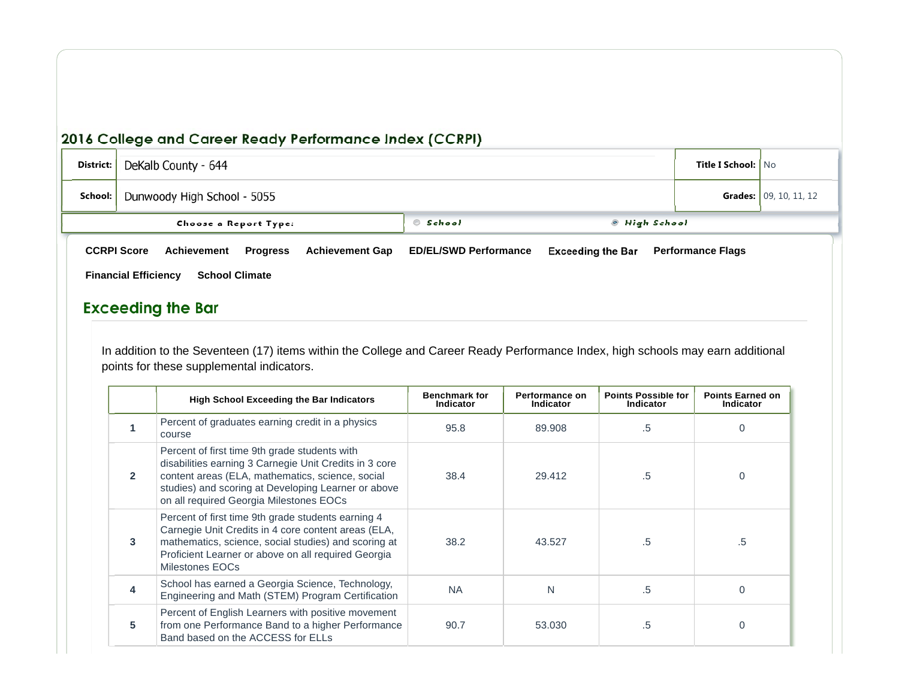## 2016 College and Career Ready Performance Index (CCRPI)

| District: | DeKalb County - 644 | Title I School: | No |
|---|---|---|---|
| School: | Dunwoody High School - 5055 | Grades: | 09, 10, 11, 12 |

Choose a Report Type: School | High School

CCRPI Score | Achievement | Progress | Achievement Gap | ED/EL/SWD Performance | Exceeding the Bar | Performance Flags | Financial Efficiency | School Climate

## Exceeding the Bar

In addition to the Seventeen (17) items within the College and Career Ready Performance Index, high schools may earn additional points for these supplemental indicators.

| | High School Exceeding the Bar Indicators | Benchmark for Indicator | Performance on Indicator | Points Possible for Indicator | Points Earned on Indicator |
|---|---|---|---|---|---|
| 1 | Percent of graduates earning credit in a physics course | 95.8 | 89.908 | .5 | 0 |
| 2 | Percent of first time 9th grade students with disabilities earning 3 Carnegie Unit Credits in 3 core content areas (ELA, mathematics, science, social studies) and scoring at Developing Learner or above on all required Georgia Milestones EOCs | 38.4 | 29.412 | .5 | 0 |
| 3 | Percent of first time 9th grade students earning 4 Carnegie Unit Credits in 4 core content areas (ELA, mathematics, science, social studies) and scoring at Proficient Learner or above on all required Georgia Milestones EOCs | 38.2 | 43.527 | .5 | .5 |
| 4 | School has earned a Georgia Science, Technology, Engineering and Math (STEM) Program Certification | NA | N | .5 | 0 |
| 5 | Percent of English Learners with positive movement from one Performance Band to a higher Performance Band based on the ACCESS for ELLs | 90.7 | 53.030 | .5 | 0 |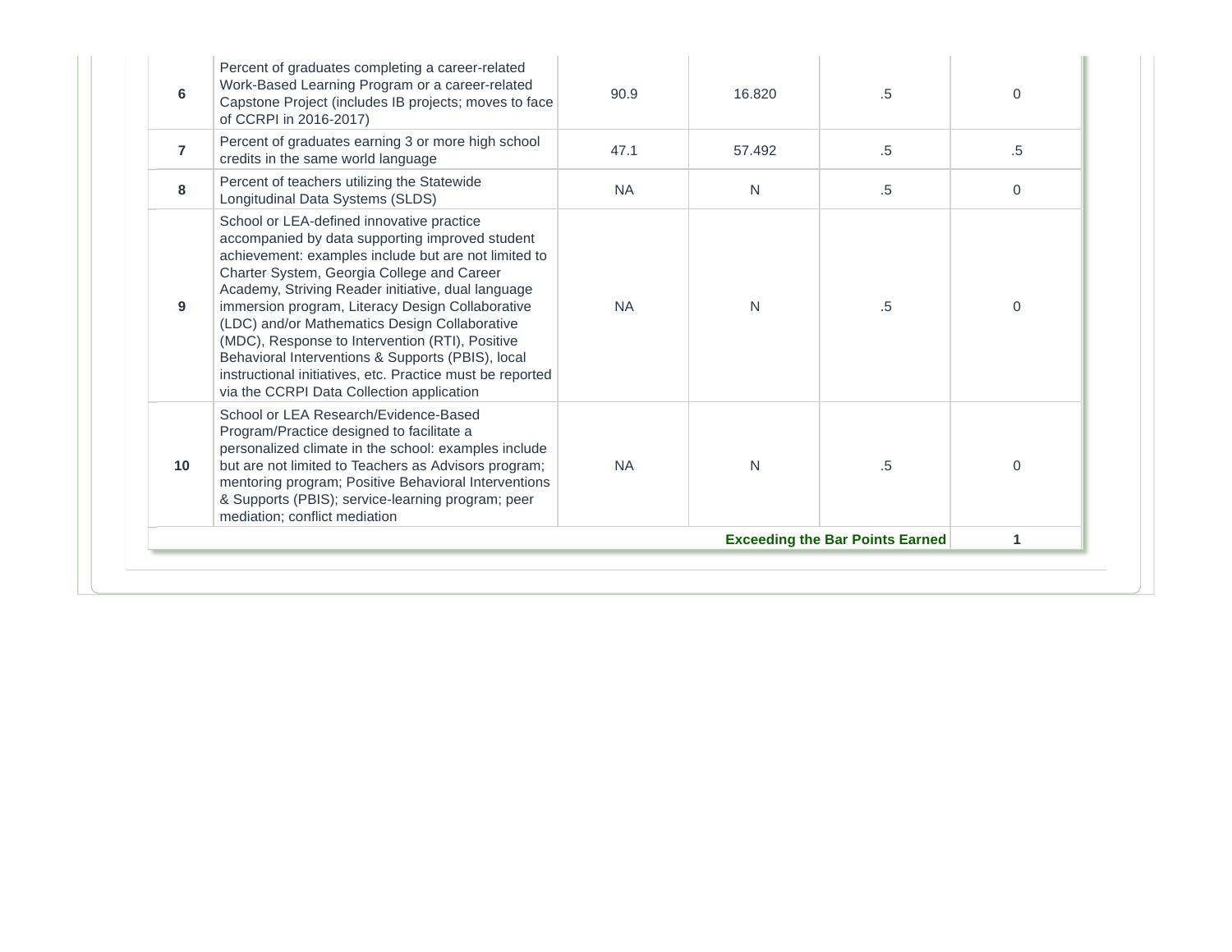| | | | | | |
|---|---|---|---|---|---|
| 6 | Percent of graduates completing a career-related Work-Based Learning Program or a career-related Capstone Project (includes IB projects; moves to face of CCRPI in 2016-2017) | 90.9 | 16.820 | .5 | 0 |
| 7 | Percent of graduates earning 3 or more high school credits in the same world language | 47.1 | 57.492 | .5 | .5 |
| 8 | Percent of teachers utilizing the Statewide Longitudinal Data Systems (SLDS) | NA | N | .5 | 0 |
| 9 | School or LEA-defined innovative practice accompanied by data supporting improved student achievement: examples include but are not limited to Charter System, Georgia College and Career Academy, Striving Reader initiative, dual language immersion program, Literacy Design Collaborative (LDC) and/or Mathematics Design Collaborative (MDC), Response to Intervention (RTI), Positive Behavioral Interventions & Supports (PBIS), local instructional initiatives, etc. Practice must be reported via the CCRPI Data Collection application | NA | N | .5 | 0 |
| 10 | School or LEA Research/Evidence-Based Program/Practice designed to facilitate a personalized climate in the school: examples include but are not limited to Teachers as Advisors program; mentoring program; Positive Behavioral Interventions & Supports (PBIS); service-learning program; peer mediation; conflict mediation | NA | N | .5 | 0 |
| | | | | **Exceeding the Bar Points Earned** | **1** |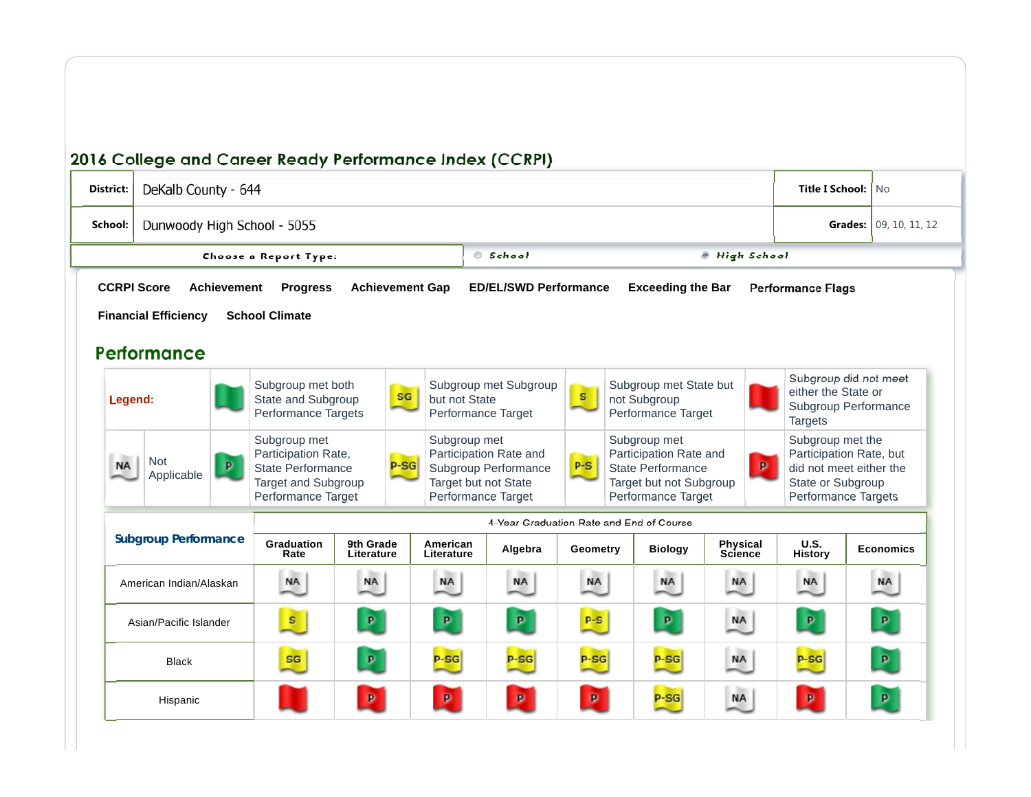# 2016 College and Career Ready Performance Index (CCRPI)

| | | | |
|---|---|---|---|
| **District:** | DeKalb County - 644 | **Title I School:** | No |
| **School:** | Dunwoody High School - 5055 | **Grades:** | 09, 10, 11, 12 |

**Choose a Report Type:** School | High School

**CCRPI Score** | **Achievement** | **Progress** | **Achievement Gap** | **ED/EL/SWD Performance** | **Exceeding the Bar** | **Performance Flags**

**Financial Efficiency** | **School Climate**

## Performance

**Legend:**

| Flag | Meaning |
|---|---|
| Green flag | Subgroup met both State and Subgroup Performance Targets |
| SG | Subgroup met Subgroup but not State Performance Target |
| S | Subgroup met State but not Subgroup Performance Target |
| Red flag | Subgroup did not meet either the State or Subgroup Performance Targets |
| NA | Not Applicable |
| P | Subgroup met Participation Rate, State Performance Target and Subgroup Performance Target |
| P-SG | Subgroup met Participation Rate and Subgroup Performance Target but not State Performance Target |
| P-S | Subgroup met Participation Rate and State Performance Target but not Subgroup Performance Target |
| P (red) | Subgroup met the Participation Rate, but did not meet either the State or Subgroup Performance Targets |

| Subgroup Performance | 4-Year Graduation Rate and End of Course | | | | | | | | |
|---|---|---|---|---|---|---|---|---|---|
| | Graduation Rate | 9th Grade Literature | American Literature | Algebra | Geometry | Biology | Physical Science | U.S. History | Economics |
| American Indian/Alaskan | NA | NA | NA | NA | NA | NA | NA | NA | NA |
| Asian/Pacific Islander | S | P | P | P | P-S | P | NA | P | P |
| Black | SG | P | P-SG | P-SG | P-SG | P-SG | NA | P-SG | P |
| Hispanic | Red flag | P (red) | P (red) | P (red) | P (red) | P-SG | NA | P (red) | P |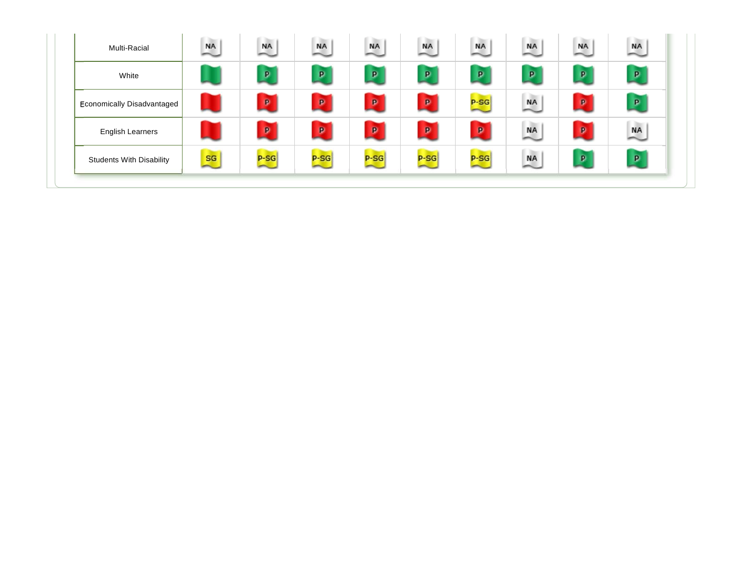| | | | | | | | | | |
|---|---|---|---|---|---|---|---|---|---|
| Multi-Racial | NA | NA | NA | NA | NA | NA | NA | NA | NA |
| White | | P | P | P | P | P | P | P | P |
| Economically Disadvantaged | | P | P | P | P | P-SG | NA | P | P |
| English Learners | | P | P | P | P | P | NA | P | NA |
| Students With Disability | SG | P-SG | P-SG | P-SG | P-SG | P-SG | NA | P | P |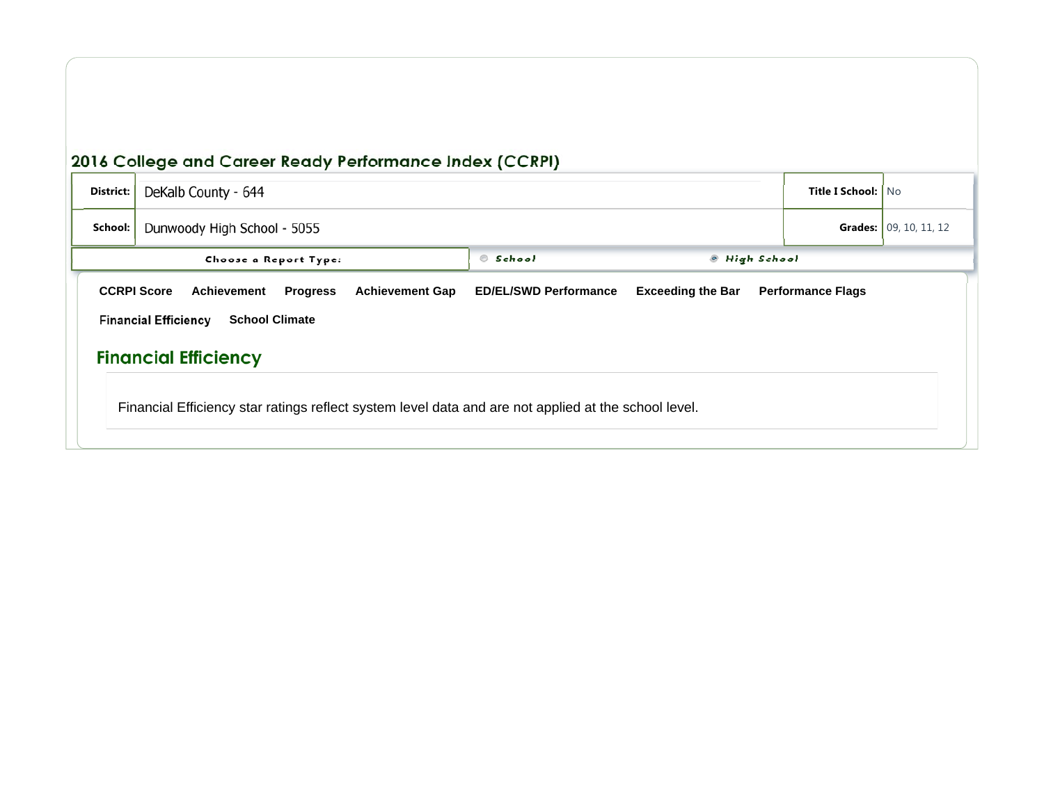## 2016 College and Career Ready Performance Index (CCRPI)

| | | | |
|---|---|---|---|
| **District:** | DeKalb County - 644 | **Title I School:** | No |
| **School:** | Dunwoody High School - 5055 | **Grades:** | 09, 10, 11, 12 |

Choose a Report Type: School | High School

**CCRPI Score** **Achievement** **Progress** **Achievement Gap** **ED/EL/SWD Performance** **Exceeding the Bar** **Performance Flags**

**Financial Efficiency** **School Climate**

### Financial Efficiency

Financial Efficiency star ratings reflect system level data and are not applied at the school level.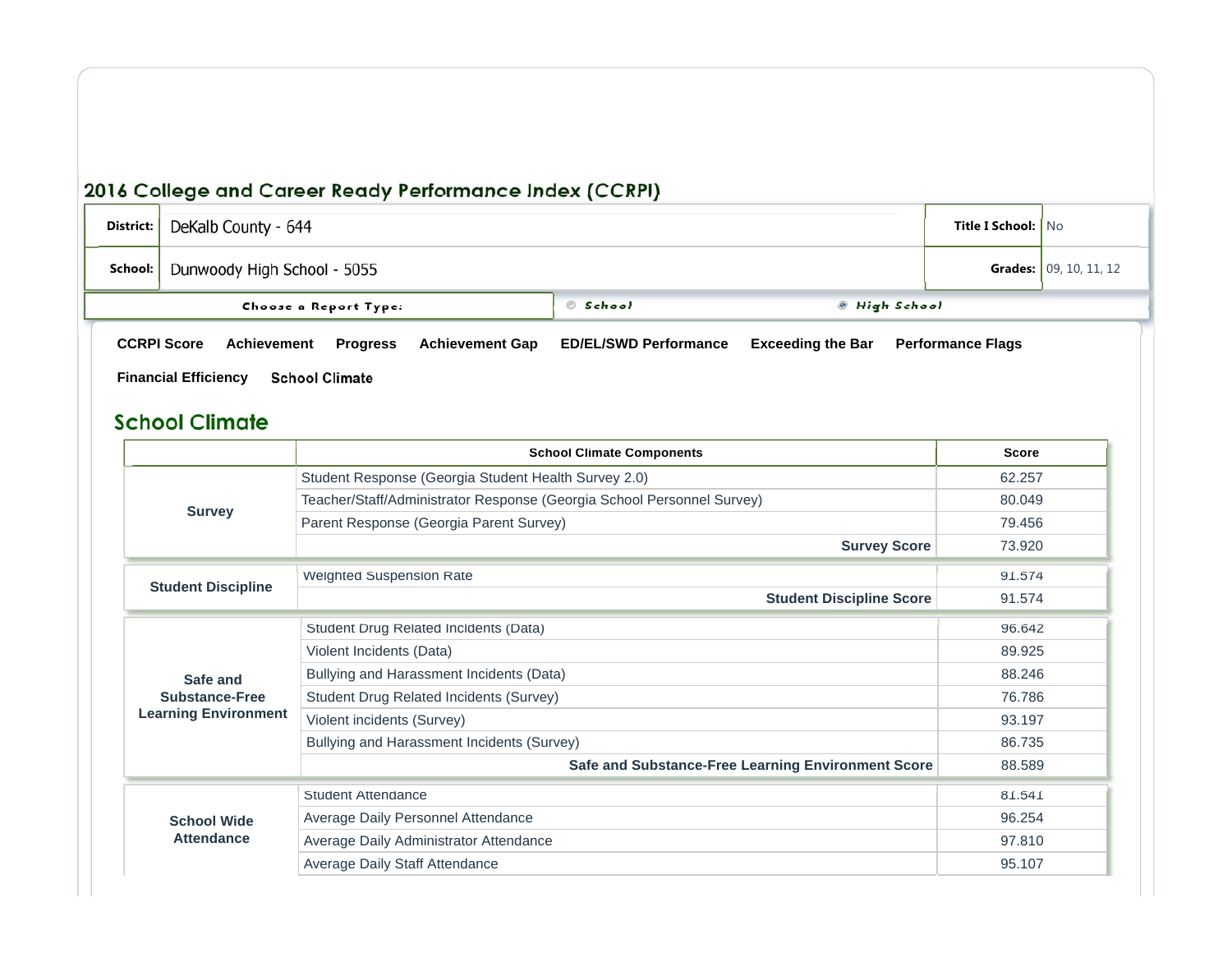## 2016 College and Career Ready Performance Index (CCRPI)

| District: | DeKalb County - 644 | Title I School: | No |
|---|---|---|---|
| School: | Dunwoody High School - 5055 | Grades: | 09, 10, 11, 12 |

Choose a Report Type: School / High School

CCRPI Score | Achievement | Progress | Achievement Gap | ED/EL/SWD Performance | Exceeding the Bar | Performance Flags

Financial Efficiency | School Climate

## School Climate

| | School Climate Components | Score |
|---|---|---|
| Survey | Student Response (Georgia Student Health Survey 2.0) | 62.257 |
| | Teacher/Staff/Administrator Response (Georgia School Personnel Survey) | 80.049 |
| | Parent Response (Georgia Parent Survey) | 79.456 |
| | **Survey Score** | 73.920 |
| Student Discipline | Weighted Suspension Rate | 91.574 |
| | **Student Discipline Score** | 91.574 |
| Safe and Substance-Free Learning Environment | Student Drug Related Incidents (Data) | 96.642 |
| | Violent Incidents (Data) | 89.925 |
| | Bullying and Harassment Incidents (Data) | 88.246 |
| | Student Drug Related Incidents (Survey) | 76.786 |
| | Violent incidents (Survey) | 93.197 |
| | Bullying and Harassment Incidents (Survey) | 86.735 |
| | **Safe and Substance-Free Learning Environment Score** | 88.589 |
| School Wide Attendance | Student Attendance | 81.541 |
| | Average Daily Personnel Attendance | 96.254 |
| | Average Daily Administrator Attendance | 97.810 |
| | Average Daily Staff Attendance | 95.107 |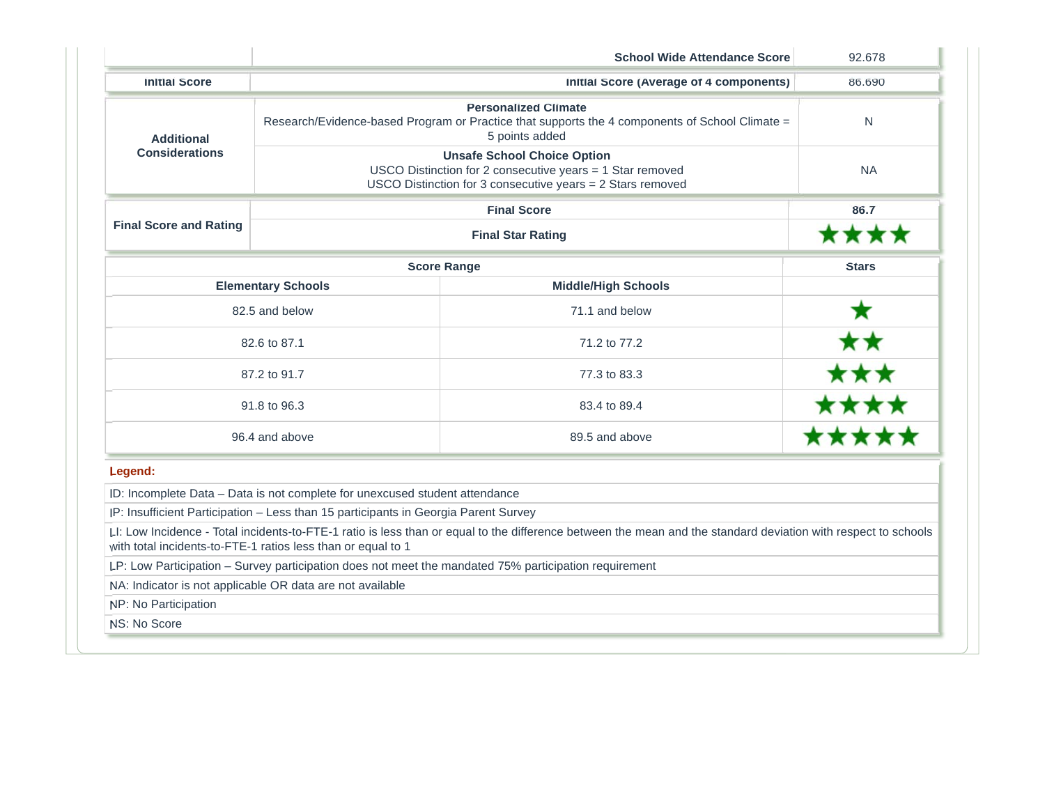| | | |
|---|---|---|
| | **School Wide Attendance Score** | 92.678 |
| **Initial Score** | **Initial Score (Average of 4 components)** | 86.690 |

| | | |
|---|---|---|
| **Additional Considerations** | **Personalized Climate** Research/Evidence-based Program or Practice that supports the 4 components of School Climate = 5 points added | N |
| | **Unsafe School Choice Option** USCO Distinction for 2 consecutive years = 1 Star removed USCO Distinction for 3 consecutive years = 2 Stars removed | NA |

| | | |
|---|---|---|
| **Final Score and Rating** | **Final Score** | **86.7** |
| | **Final Star Rating** | ★★★★ |

| **Score Range** | | **Stars** |
|---|---|---|
| **Elementary Schools** | **Middle/High Schools** | |
| 82.5 and below | 71.1 and below | ★ |
| 82.6 to 87.1 | 71.2 to 77.2 | ★★ |
| 87.2 to 91.7 | 77.3 to 83.3 | ★★★ |
| 91.8 to 96.3 | 83.4 to 89.4 | ★★★★ |
| 96.4 and above | 89.5 and above | ★★★★★ |

**Legend:**

- ID: Incomplete Data – Data is not complete for unexcused student attendance
- IP: Insufficient Participation – Less than 15 participants in Georgia Parent Survey
- LI: Low Incidence - Total incidents-to-FTE-1 ratio is less than or equal to the difference between the mean and the standard deviation with respect to schools with total incidents-to-FTE-1 ratios less than or equal to 1
- LP: Low Participation – Survey participation does not meet the mandated 75% participation requirement
- NA: Indicator is not applicable OR data are not available
- NP: No Participation
- NS: No Score